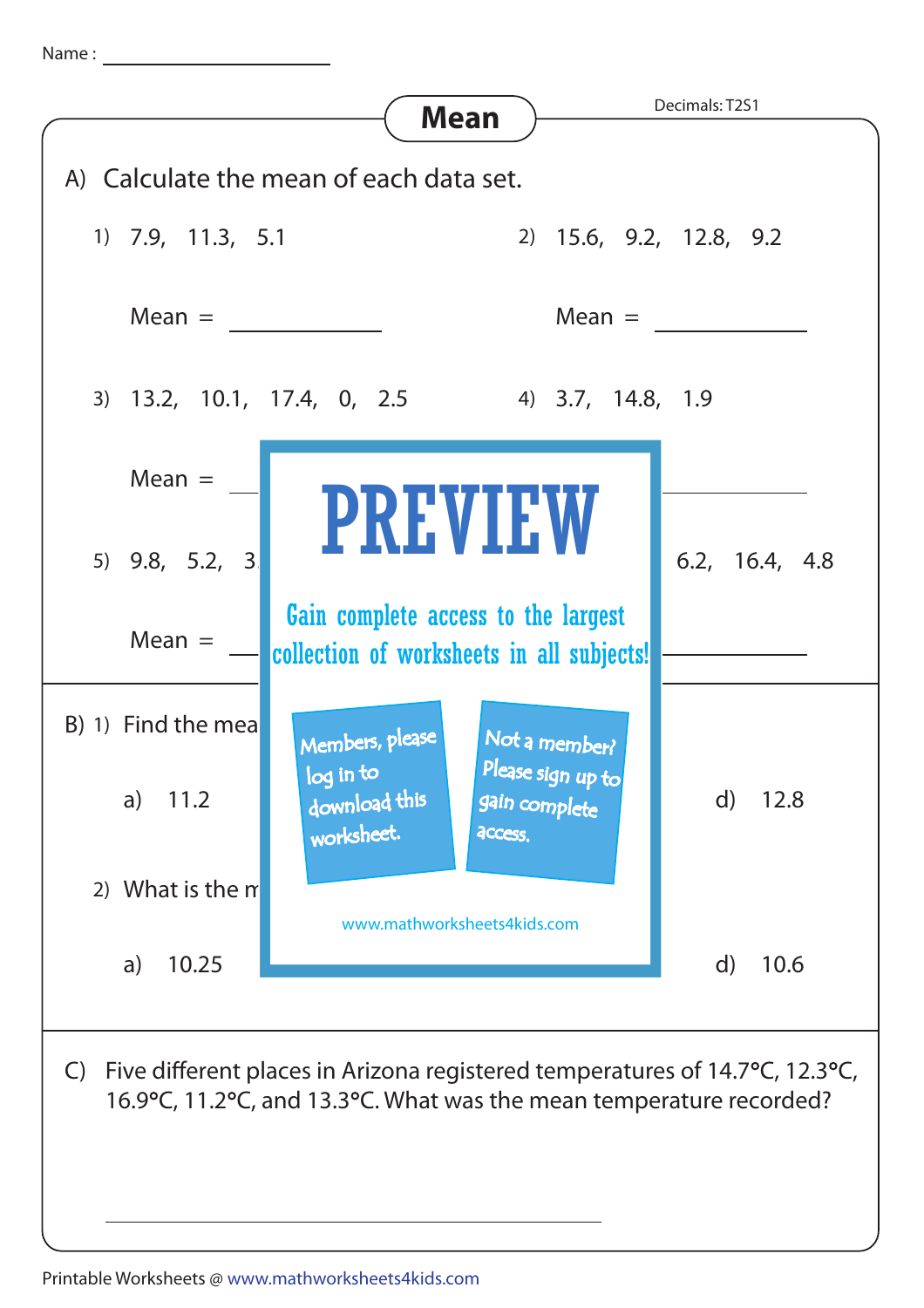Name : ____________________

# Mean

Decimals: T2S1

A) Calculate the mean of each data set.

1) 7.9, 11.3, 5.1

Mean = __________

2) 15.6, 9.2, 12.8, 9.2

Mean = __________

3) 13.2, 10.1, 17.4, 0, 2.5

Mean = __________

4) 3.7, 14.8, 1.9

__________

5) 9.8, 5.2, 3.

Mean = __________

6.2, 16.4, 4.8

__________

PREVIEW

Gain complete access to the largest collection of worksheets in all subjects!

Members, please log in to download this worksheet.

Not a member? Please sign up to gain complete access.

www.mathworksheets4kids.com

B) 1) Find the mea

a) 11.2

d) 12.8

2) What is the m

a) 10.25

d) 10.6

C) Five different places in Arizona registered temperatures of 14.7°C, 12.3°C, 16.9°C, 11.2°C, and 13.3°C. What was the mean temperature recorded?

__________________________________________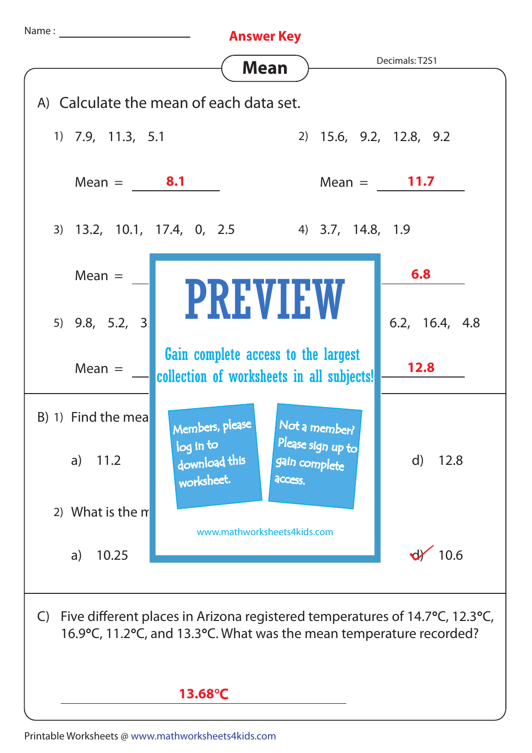Name : ____________________

**Answer Key**

# Mean

Decimals: T2S1

A) Calculate the mean of each data set.

1) 7.9, 11.3, 5.1

Mean = **8.1**

2) 15.6, 9.2, 12.8, 9.2

Mean = **11.7**

3) 13.2, 10.1, 17.4, 0, 2.5

Mean =

4) 3.7, 14.8, 1.9

**6.8**

5) 9.8, 5.2, 3.

Mean =

6.2, 16.4, 4.8

**12.8**

PREVIEW

Gain complete access to the largest collection of worksheets in all subjects!

Members, please log in to download this worksheet.

Not a member? Please sign up to gain complete access.

www.mathworksheets4kids.com

B) 1) Find the mea

a) 11.2

d) 12.8

2) What is the m

a) 10.25

d) 10.6

C) Five different places in Arizona registered temperatures of 14.7°C, 12.3°C, 16.9°C, 11.2°C, and 13.3°C. What was the mean temperature recorded?

**13.68°C**

Printable Worksheets @ www.mathworksheets4kids.com